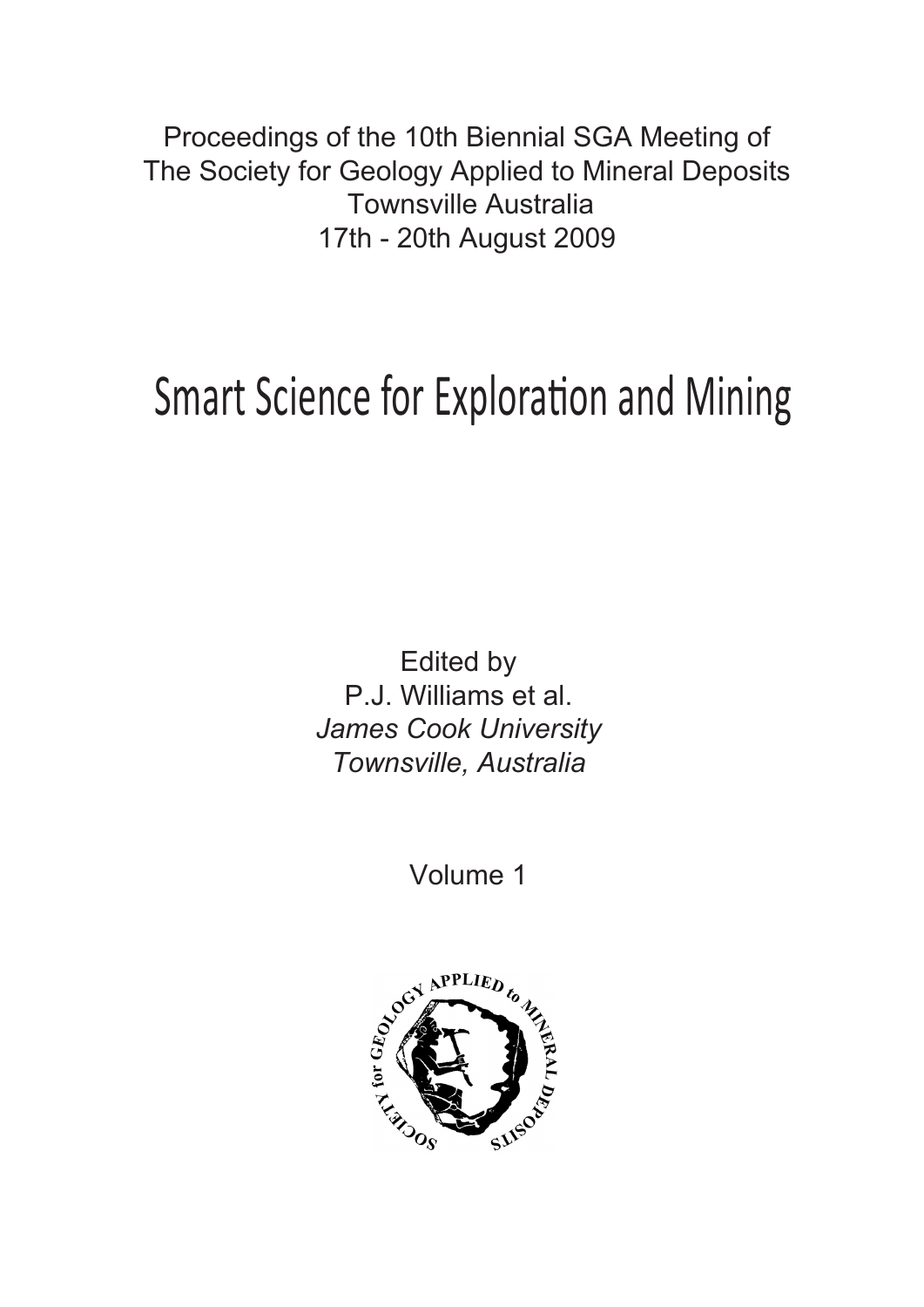Proceedings of the 10th Biennial SGA Meeting of
The Society for Geology Applied to Mineral Deposits
Townsville Australia
17th - 20th August 2009

# Smart Science for Exploration and Mining

Edited by
P.J. Williams et al.
*James Cook University*
*Townsville, Australia*

Volume 1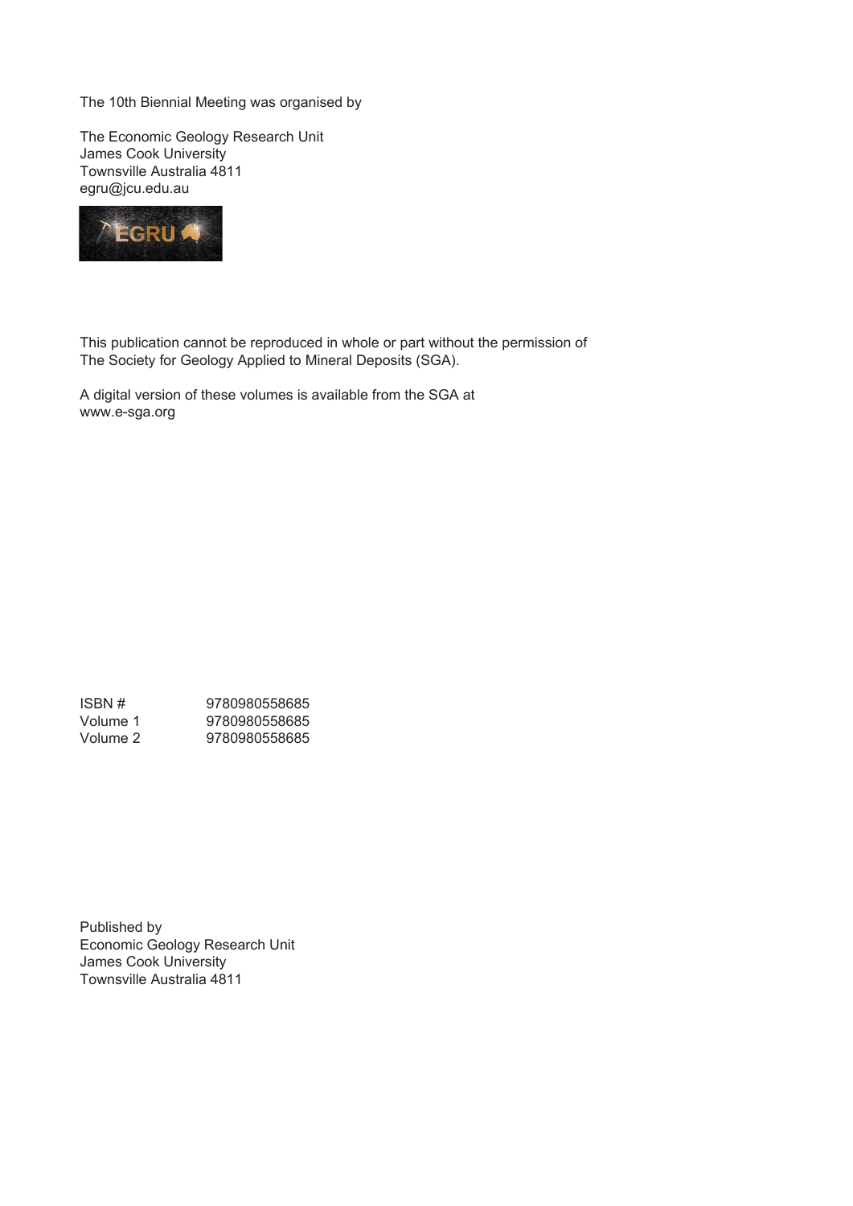The 10th Biennial Meeting was organised by

The Economic Geology Research Unit
James Cook University
Townsville Australia 4811
egru@jcu.edu.au

This publication cannot be reproduced in whole or part without the permission of The Society for Geology Applied to Mineral Deposits (SGA).

A digital version of these volumes is available from the SGA at www.e-sga.org

| | |
|---|---|
| ISBN # | 9780980558685 |
| Volume 1 | 9780980558685 |
| Volume 2 | 9780980558685 |

Published by
Economic Geology Research Unit
James Cook University
Townsville Australia 4811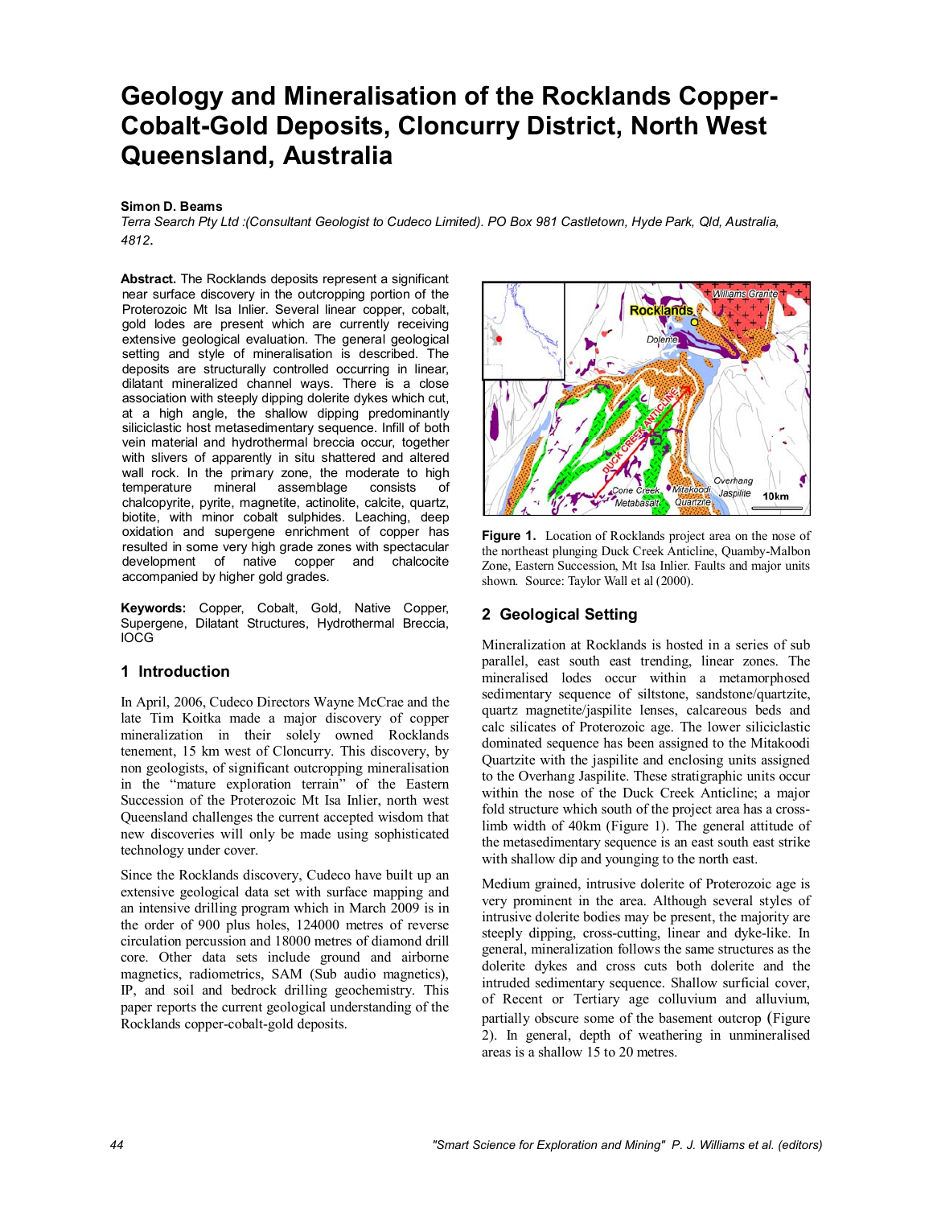# Geology and Mineralisation of the Rocklands Copper-Cobalt-Gold Deposits, Cloncurry District, North West Queensland, Australia

**Simon D. Beams**

*Terra Search Pty Ltd :(Consultant Geologist to Cudeco Limited). PO Box 981 Castletown, Hyde Park, Qld, Australia, 4812*.

**Abstract.** The Rocklands deposits represent a significant near surface discovery in the outcropping portion of the Proterozoic Mt Isa Inlier. Several linear copper, cobalt, gold lodes are present which are currently receiving extensive geological evaluation. The general geological setting and style of mineralisation is described. The deposits are structurally controlled occurring in linear, dilatant mineralized channel ways. There is a close association with steeply dipping dolerite dykes which cut, at a high angle, the shallow dipping predominantly siliciclastic host metasedimentary sequence. Infill of both vein material and hydrothermal breccia occur, together with slivers of apparently in situ shattered and altered wall rock. In the primary zone, the moderate to high temperature mineral assemblage consists of chalcopyrite, pyrite, magnetite, actinolite, calcite, quartz, biotite, with minor cobalt sulphides. Leaching, deep oxidation and supergene enrichment of copper has resulted in some very high grade zones with spectacular development of native copper and chalcocite accompanied by higher gold grades.

**Keywords:** Copper, Cobalt, Gold, Native Copper, Supergene, Dilatant Structures, Hydrothermal Breccia, IOCG

## 1 Introduction

In April, 2006, Cudeco Directors Wayne McCrae and the late Tim Koitka made a major discovery of copper mineralization in their solely owned Rocklands tenement, 15 km west of Cloncurry. This discovery, by non geologists, of significant outcropping mineralisation in the "mature exploration terrain" of the Eastern Succession of the Proterozoic Mt Isa Inlier, north west Queensland challenges the current accepted wisdom that new discoveries will only be made using sophisticated technology under cover.

Since the Rocklands discovery, Cudeco have built up an extensive geological data set with surface mapping and an intensive drilling program which in March 2009 is in the order of 900 plus holes, 124000 metres of reverse circulation percussion and 18000 metres of diamond drill core. Other data sets include ground and airborne magnetics, radiometrics, SAM (Sub audio magnetics), IP, and soil and bedrock drilling geochemistry. This paper reports the current geological understanding of the Rocklands copper-cobalt-gold deposits.

**Figure 1.** Location of Rocklands project area on the nose of the northeast plunging Duck Creek Anticline, Quamby-Malbon Zone, Eastern Succession, Mt Isa Inlier. Faults and major units shown. Source: Taylor Wall et al (2000).

## 2 Geological Setting

Mineralization at Rocklands is hosted in a series of sub parallel, east south east trending, linear zones. The mineralised lodes occur within a metamorphosed sedimentary sequence of siltstone, sandstone/quartzite, quartz magnetite/jaspilite lenses, calcareous beds and calc silicates of Proterozoic age. The lower siliciclastic dominated sequence has been assigned to the Mitakoodi Quartzite with the jaspilite and enclosing units assigned to the Overhang Jaspilite. These stratigraphic units occur within the nose of the Duck Creek Anticline; a major fold structure which south of the project area has a cross-limb width of 40km (Figure 1). The general attitude of the metasedimentary sequence is an east south east strike with shallow dip and younging to the north east.

Medium grained, intrusive dolerite of Proterozoic age is very prominent in the area. Although several styles of intrusive dolerite bodies may be present, the majority are steeply dipping, cross-cutting, linear and dyke-like. In general, mineralization follows the same structures as the dolerite dykes and cross cuts both dolerite and the intruded sedimentary sequence. Shallow surficial cover, of Recent or Tertiary age colluvium and alluvium, partially obscure some of the basement outcrop (Figure 2). In general, depth of weathering in unmineralised areas is a shallow 15 to 20 metres.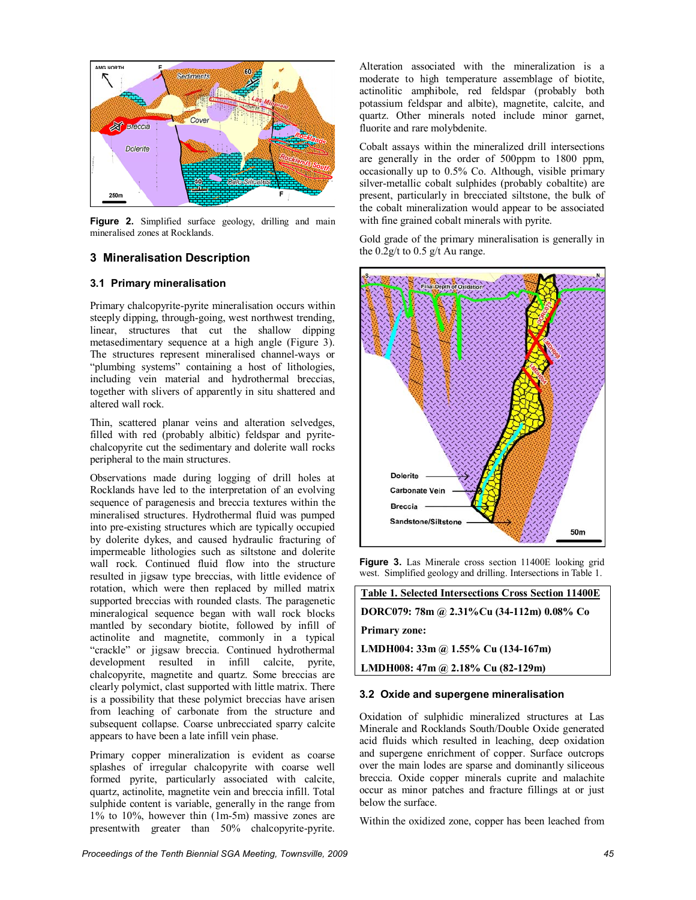Figure 2. Simplified surface geology, drilling and main mineralised zones at Rocklands.

## 3 Mineralisation Description

### 3.1 Primary mineralisation

Primary chalcopyrite-pyrite mineralisation occurs within steeply dipping, through-going, west northwest trending, linear, structures that cut the shallow dipping metasedimentary sequence at a high angle (Figure 3). The structures represent mineralised channel-ways or "plumbing systems" containing a host of lithologies, including vein material and hydrothermal breccias, together with slivers of apparently in situ shattered and altered wall rock.

Thin, scattered planar veins and alteration selvedges, filled with red (probably albitic) feldspar and pyrite-chalcopyrite cut the sedimentary and dolerite wall rocks peripheral to the main structures.

Observations made during logging of drill holes at Rocklands have led to the interpretation of an evolving sequence of paragenesis and breccia textures within the mineralised structures. Hydrothermal fluid was pumped into pre-existing structures which are typically occupied by dolerite dykes, and caused hydraulic fracturing of impermeable lithologies such as siltstone and dolerite wall rock. Continued fluid flow into the structure resulted in jigsaw type breccias, with little evidence of rotation, which were then replaced by milled matrix supported breccias with rounded clasts. The paragenetic mineralogical sequence began with wall rock blocks mantled by secondary biotite, followed by infill of actinolite and magnetite, commonly in a typical "crackle" or jigsaw breccia. Continued hydrothermal development resulted in infill calcite, pyrite, chalcopyrite, magnetite and quartz. Some breccias are clearly polymict, clast supported with little matrix. There is a possibility that these polymict breccias have arisen from leaching of carbonate from the structure and subsequent collapse. Coarse unbrecciated sparry calcite appears to have been a late infill vein phase.

Primary copper mineralization is evident as coarse splashes of irregular chalcopyrite with coarse well formed pyrite, particularly associated with calcite, quartz, actinolite, magnetite vein and breccia infill. Total sulphide content is variable, generally in the range from 1% to 10%, however thin (1m-5m) massive zones are presentwith greater than 50% chalcopyrite-pyrite.

Alteration associated with the mineralization is a moderate to high temperature assemblage of biotite, actinolitic amphibole, red feldspar (probably both potassium feldspar and albite), magnetite, calcite, and quartz. Other minerals noted include minor garnet, fluorite and rare molybdenite.

Cobalt assays within the mineralized drill intersections are generally in the order of 500ppm to 1800 ppm, occasionally up to 0.5% Co. Although, visible primary silver-metallic cobalt sulphides (probably cobaltite) are present, particularly in brecciated siltstone, the bulk of the cobalt mineralization would appear to be associated with fine grained cobalt minerals with pyrite.

Gold grade of the primary mineralisation is generally in the 0.2g/t to 0.5 g/t Au range.

Figure 3. Las Minerale cross section 11400E looking grid west. Simplified geology and drilling. Intersections in Table 1.

| Table 1. Selected Intersections Cross Section 11400E |
|---|
| DORC079: 78m @ 2.31%Cu (34-112m) 0.08% Co |
| Primary zone: |
| LMDH004: 33m @ 1.55% Cu (134-167m) |
| LMDH008: 47m @ 2.18% Cu (82-129m) |

### 3.2 Oxide and supergene mineralisation

Oxidation of sulphidic mineralized structures at Las Minerale and Rocklands South/Double Oxide generated acid fluids which resulted in leaching, deep oxidation and supergene enrichment of copper. Surface outcrops over the main lodes are sparse and dominantly siliceous breccia. Oxide copper minerals cuprite and malachite occur as minor patches and fracture fillings at or just below the surface.

Within the oxidized zone, copper has been leached from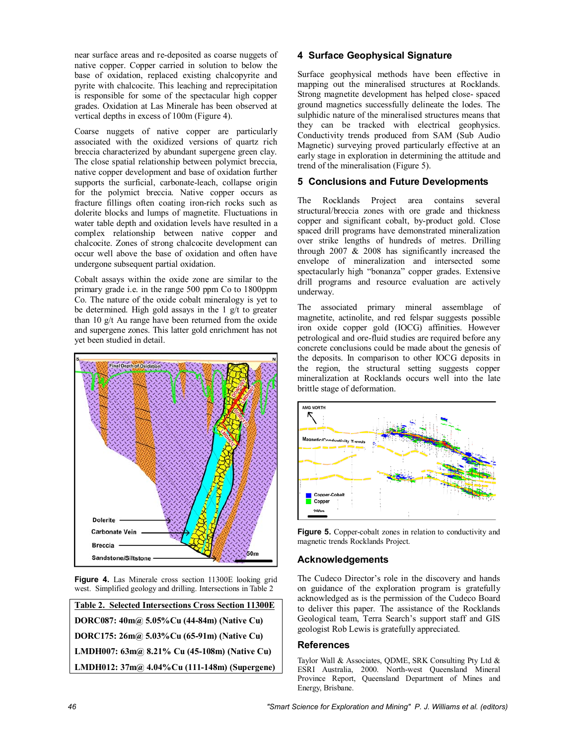near surface areas and re-deposited as coarse nuggets of native copper. Copper carried in solution to below the base of oxidation, replaced existing chalcopyrite and pyrite with chalcocite. This leaching and reprecipitation is responsible for some of the spectacular high copper grades. Oxidation at Las Minerale has been observed at vertical depths in excess of 100m (Figure 4).

Coarse nuggets of native copper are particularly associated with the oxidized versions of quartz rich breccia characterized by abundant supergene green clay. The close spatial relationship between polymict breccia, native copper development and base of oxidation further supports the surficial, carbonate-leach, collapse origin for the polymict breccia. Native copper occurs as fracture fillings often coating iron-rich rocks such as dolerite blocks and lumps of magnetite. Fluctuations in water table depth and oxidation levels have resulted in a complex relationship between native copper and chalcocite. Zones of strong chalcocite development can occur well above the base of oxidation and often have undergone subsequent partial oxidation.

Cobalt assays within the oxide zone are similar to the primary grade i.e. in the range 500 ppm Co to 1800ppm Co. The nature of the oxide cobalt mineralogy is yet to be determined. High gold assays in the 1 g/t to greater than 10 g/t Au range have been returned from the oxide and supergene zones. This latter gold enrichment has not yet been studied in detail.

S
N
Final Depth of Oxidation
Dolerite
Carbonate Vein
Breccia
Sandstone/Siltstone
50m

**Figure 4.** Las Minerale cross section 11300E looking grid west. Simplified geology and drilling. Intersections in Table 2

| **Table 2. Selected Intersections Cross Section 11300E** |
|---|
| **DORC087: 40m@ 5.05%Cu (44-84m) (Native Cu)** |
| **DORC175: 26m@ 5.03%Cu (65-91m) (Native Cu)** |
| **LMDH007: 63m@ 8.21% Cu (45-108m) (Native Cu)** |
| **LMDH012: 37m@ 4.04%Cu (111-148m) (Supergene)** |

## 4 Surface Geophysical Signature

Surface geophysical methods have been effective in mapping out the mineralised structures at Rocklands. Strong magnetite development has helped close- spaced ground magnetics successfully delineate the lodes. The sulphidic nature of the mineralised structures means that they can be tracked with electrical geophysics. Conductivity trends produced from SAM (Sub Audio Magnetic) surveying proved particularly effective at an early stage in exploration in determining the attitude and trend of the mineralisation (Figure 5).

## 5 Conclusions and Future Developments

The Rocklands Project area contains several structural/breccia zones with ore grade and thickness copper and significant cobalt, by-product gold. Close spaced drill programs have demonstrated mineralization over strike lengths of hundreds of metres. Drilling through 2007 & 2008 has significantly increased the envelope of mineralization and intersected some spectacularly high "bonanza" copper grades. Extensive drill programs and resource evaluation are actively underway.

The associated primary mineral assemblage of magnetite, actinolite, and red felspar suggests possible iron oxide copper gold (IOCG) affinities. However petrological and ore-fluid studies are required before any concrete conclusions could be made about the genesis of the deposits. In comparison to other IOCG deposits in the region, the structural setting suggests copper mineralization at Rocklands occurs well into the late brittle stage of deformation.

AMG NORTH
Magnetic/Conductivity Trends
Copper-Cobalt
Copper
250m

**Figure 5.** Copper-cobalt zones in relation to conductivity and magnetic trends Rocklands Project.

## Acknowledgements

The Cudeco Director's role in the discovery and hands on guidance of the exploration program is gratefully acknowledged as is the permission of the Cudeco Board to deliver this paper. The assistance of the Rocklands Geological team, Terra Search's support staff and GIS geologist Rob Lewis is gratefully appreciated.

## References

Taylor Wall & Associates, QDME, SRK Consulting Pty Ltd & ESRI Australia, 2000. North-west Queensland Mineral Province Report, Queensland Department of Mines and Energy, Brisbane.